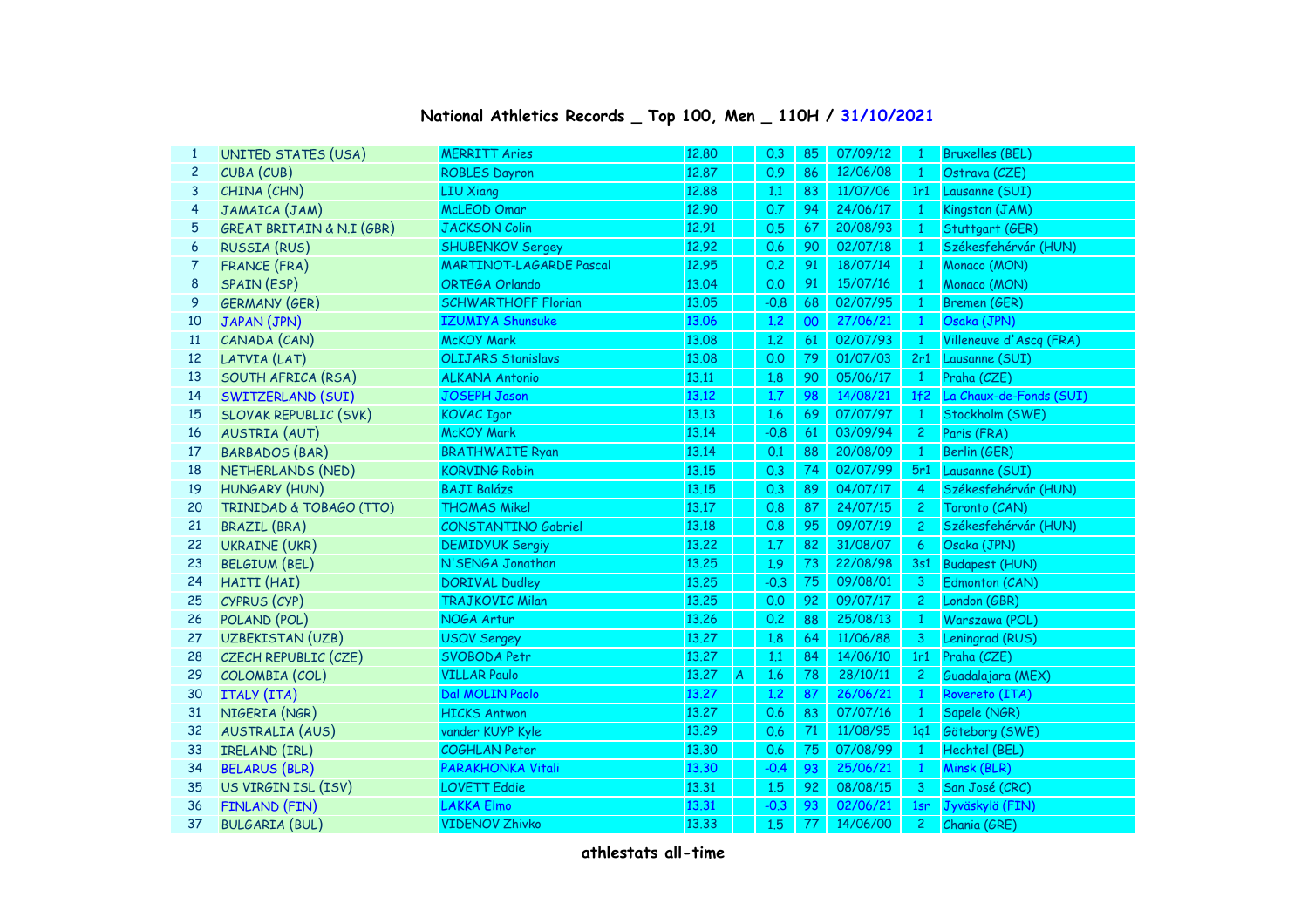## National Athletics Records _ Top 100, Men _ 110H / 31/10/2021

| | | | | | | | | | |
|---|---|---|---|---|---|---|---|---|---|
| 1 | UNITED STATES (USA) | MERRITT Aries | 12.80 | | 0.3 | 85 | 07/09/12 | 1 | Bruxelles (BEL) |
| 2 | CUBA (CUB) | ROBLES Dayron | 12.87 | | 0.9 | 86 | 12/06/08 | 1 | Ostrava (CZE) |
| 3 | CHINA (CHN) | LIU Xiang | 12.88 | | 1.1 | 83 | 11/07/06 | 1r1 | Lausanne (SUI) |
| 4 | JAMAICA (JAM) | McLEOD Omar | 12.90 | | 0.7 | 94 | 24/06/17 | 1 | Kingston (JAM) |
| 5 | GREAT BRITAIN & N.I (GBR) | JACKSON Colin | 12.91 | | 0.5 | 67 | 20/08/93 | 1 | Stuttgart (GER) |
| 6 | RUSSIA (RUS) | SHUBENKOV Sergey | 12.92 | | 0.6 | 90 | 02/07/18 | 1 | Székesfehérvár (HUN) |
| 7 | FRANCE (FRA) | MARTINOT-LAGARDE Pascal | 12.95 | | 0.2 | 91 | 18/07/14 | 1 | Monaco (MON) |
| 8 | SPAIN (ESP) | ORTEGA Orlando | 13.04 | | 0.0 | 91 | 15/07/16 | 1 | Monaco (MON) |
| 9 | GERMANY (GER) | SCHWARTHOFF Florian | 13.05 | | -0.8 | 68 | 02/07/95 | 1 | Bremen (GER) |
| 10 | JAPAN (JPN) | IZUMIYA Shunsuke | 13.06 | | 1.2 | 00 | 27/06/21 | 1 | Osaka (JPN) |
| 11 | CANADA (CAN) | McKOY Mark | 13.08 | | 1.2 | 61 | 02/07/93 | 1 | Villeneuve d'Ascq (FRA) |
| 12 | LATVIA (LAT) | OLIJARS Stanislavs | 13.08 | | 0.0 | 79 | 01/07/03 | 2r1 | Lausanne (SUI) |
| 13 | SOUTH AFRICA (RSA) | ALKANA Antonio | 13.11 | | 1.8 | 90 | 05/06/17 | 1 | Praha (CZE) |
| 14 | SWITZERLAND (SUI) | JOSEPH Jason | 13.12 | | 1.7 | 98 | 14/08/21 | 1f2 | La Chaux-de-Fonds (SUI) |
| 15 | SLOVAK REPUBLIC (SVK) | KOVAC Igor | 13.13 | | 1.6 | 69 | 07/07/97 | 1 | Stockholm (SWE) |
| 16 | AUSTRIA (AUT) | McKOY Mark | 13.14 | | -0.8 | 61 | 03/09/94 | 2 | Paris (FRA) |
| 17 | BARBADOS (BAR) | BRATHWAITE Ryan | 13.14 | | 0.1 | 88 | 20/08/09 | 1 | Berlin (GER) |
| 18 | NETHERLANDS (NED) | KORVING Robin | 13.15 | | 0.3 | 74 | 02/07/99 | 5r1 | Lausanne (SUI) |
| 19 | HUNGARY (HUN) | BAJI Balázs | 13.15 | | 0.3 | 89 | 04/07/17 | 4 | Székesfehérvár (HUN) |
| 20 | TRINIDAD & TOBAGO (TTO) | THOMAS Mikel | 13.17 | | 0.8 | 87 | 24/07/15 | 2 | Toronto (CAN) |
| 21 | BRAZIL (BRA) | CONSTANTINO Gabriel | 13.18 | | 0.8 | 95 | 09/07/19 | 2 | Székesfehérvár (HUN) |
| 22 | UKRAINE (UKR) | DEMIDYUK Sergiy | 13.22 | | 1.7 | 82 | 31/08/07 | 6 | Osaka (JPN) |
| 23 | BELGIUM (BEL) | N'SENGA Jonathan | 13.25 | | 1.9 | 73 | 22/08/98 | 3s1 | Budapest (HUN) |
| 24 | HAITI (HAI) | DORIVAL Dudley | 13.25 | | -0.3 | 75 | 09/08/01 | 3 | Edmonton (CAN) |
| 25 | CYPRUS (CYP) | TRAJKOVIC Milan | 13.25 | | 0.0 | 92 | 09/07/17 | 2 | London (GBR) |
| 26 | POLAND (POL) | NOGA Artur | 13.26 | | 0.2 | 88 | 25/08/13 | 1 | Warszawa (POL) |
| 27 | UZBEKISTAN (UZB) | USOV Sergey | 13.27 | | 1.8 | 64 | 11/06/88 | 3 | Leningrad (RUS) |
| 28 | CZECH REPUBLIC (CZE) | SVOBODA Petr | 13.27 | | 1.1 | 84 | 14/06/10 | 1r1 | Praha (CZE) |
| 29 | COLOMBIA (COL) | VILLAR Paulo | 13.27 | A | 1.6 | 78 | 28/10/11 | 2 | Guadalajara (MEX) |
| 30 | ITALY (ITA) | Dal MOLIN Paolo | 13.27 | | 1.2 | 87 | 26/06/21 | 1 | Rovereto (ITA) |
| 31 | NIGERIA (NGR) | HICKS Antwon | 13.27 | | 0.6 | 83 | 07/07/16 | 1 | Sapele (NGR) |
| 32 | AUSTRALIA (AUS) | vander KUYP Kyle | 13.29 | | 0.6 | 71 | 11/08/95 | 1q1 | Göteborg (SWE) |
| 33 | IRELAND (IRL) | COGHLAN Peter | 13.30 | | 0.6 | 75 | 07/08/99 | 1 | Hechtel (BEL) |
| 34 | BELARUS (BLR) | PARAKHONKA Vitali | 13.30 | | -0.4 | 93 | 25/06/21 | 1 | Minsk (BLR) |
| 35 | US VIRGIN ISL (ISV) | LOVETT Eddie | 13.31 | | 1.5 | 92 | 08/08/15 | 3 | San José (CRC) |
| 36 | FINLAND (FIN) | LAKKA Elmo | 13.31 | | -0.3 | 93 | 02/06/21 | 1sr | Jyväskylä (FIN) |
| 37 | BULGARIA (BUL) | VIDENOV Zhivko | 13.33 | | 1.5 | 77 | 14/06/00 | 2 | Chania (GRE) |

**athlestats all-time**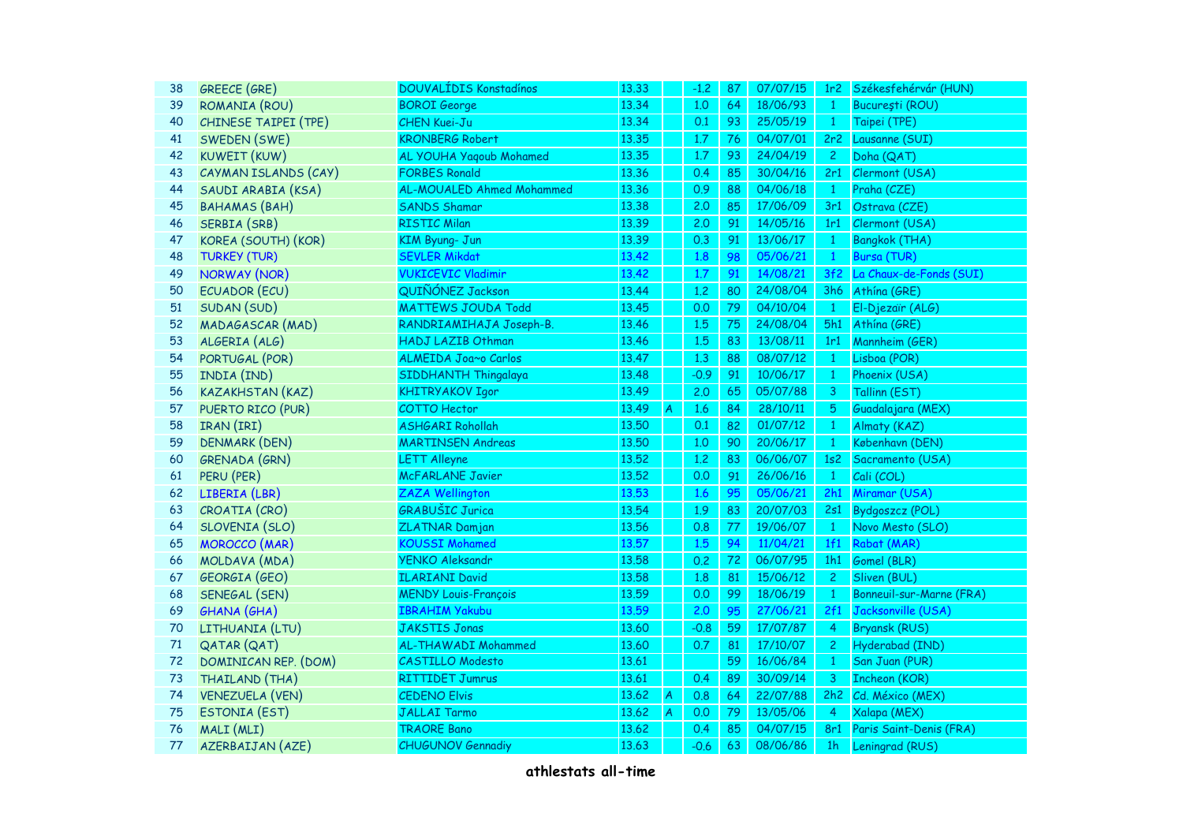| 38 | GREECE (GRE) | DOUVALÍDIS Konstadínos | 13.33 | | -1.2 | 87 | 07/07/15 | 1r2 | Székesfehérvár (HUN) |
|---|---|---|---|---|---|---|---|---|---|
| 39 | ROMANIA (ROU) | BOROI George | 13.34 | | 1.0 | 64 | 18/06/93 | 1 | Bucureşti (ROU) |
| 40 | CHINESE TAIPEI (TPE) | CHEN Kuei-Ju | 13.34 | | 0.1 | 93 | 25/05/19 | 1 | Taipei (TPE) |
| 41 | SWEDEN (SWE) | KRONBERG Robert | 13.35 | | 1.7 | 76 | 04/07/01 | 2r2 | Lausanne (SUI) |
| 42 | KUWEIT (KUW) | AL YOUHA Yaqoub Mohamed | 13.35 | | 1.7 | 93 | 24/04/19 | 2 | Doha (QAT) |
| 43 | CAYMAN ISLANDS (CAY) | FORBES Ronald | 13.36 | | 0.4 | 85 | 30/04/16 | 2r1 | Clermont (USA) |
| 44 | SAUDI ARABIA (KSA) | AL-MOUALED Ahmed Mohammed | 13.36 | | 0.9 | 88 | 04/06/18 | 1 | Praha (CZE) |
| 45 | BAHAMAS (BAH) | SANDS Shamar | 13.38 | | 2.0 | 85 | 17/06/09 | 3r1 | Ostrava (CZE) |
| 46 | SERBIA (SRB) | RISTIC Milan | 13.39 | | 2.0 | 91 | 14/05/16 | 1r1 | Clermont (USA) |
| 47 | KOREA (SOUTH) (KOR) | KIM Byung- Jun | 13.39 | | 0.3 | 91 | 13/06/17 | 1 | Bangkok (THA) |
| 48 | TURKEY (TUR) | SEVLER Mikdat | 13.42 | | 1.8 | 98 | 05/06/21 | 1 | Bursa (TUR) |
| 49 | NORWAY (NOR) | VUKICEVIC Vladimir | 13.42 | | 1.7 | 91 | 14/08/21 | 3f2 | La Chaux-de-Fonds (SUI) |
| 50 | ECUADOR (ECU) | QUIÑÓNEZ Jackson | 13.44 | | 1.2 | 80 | 24/08/04 | 3h6 | Athína (GRE) |
| 51 | SUDAN (SUD) | MATTEWS JOUDA Todd | 13.45 | | 0.0 | 79 | 04/10/04 | 1 | El-Djezaïr (ALG) |
| 52 | MADAGASCAR (MAD) | RANDRIAMIHAJA Joseph-B. | 13.46 | | 1.5 | 75 | 24/08/04 | 5h1 | Athína (GRE) |
| 53 | ALGERIA (ALG) | HADJ LAZIB Othman | 13.46 | | 1.5 | 83 | 13/08/11 | 1r1 | Mannheim (GER) |
| 54 | PORTUGAL (POR) | ALMEIDA Joa~o Carlos | 13.47 | | 1.3 | 88 | 08/07/12 | 1 | Lisboa (POR) |
| 55 | INDIA (IND) | SIDDHANTH Thingalaya | 13.48 | | -0.9 | 91 | 10/06/17 | 1 | Phoenix (USA) |
| 56 | KAZAKHSTAN (KAZ) | KHITRYAKOV Igor | 13.49 | | 2.0 | 65 | 05/07/88 | 3 | Tallinn (EST) |
| 57 | PUERTO RICO (PUR) | COTTO Hector | 13.49 | A | 1.6 | 84 | 28/10/11 | 5 | Guadalajara (MEX) |
| 58 | IRAN (IRI) | ASHGARI Rohollah | 13.50 | | 0.1 | 82 | 01/07/12 | 1 | Almaty (KAZ) |
| 59 | DENMARK (DEN) | MARTINSEN Andreas | 13.50 | | 1.0 | 90 | 20/06/17 | 1 | København (DEN) |
| 60 | GRENADA (GRN) | LETT Alleyne | 13.52 | | 1.2 | 83 | 06/06/07 | 1s2 | Sacramento (USA) |
| 61 | PERU (PER) | McFARLANE Javier | 13.52 | | 0.0 | 91 | 26/06/16 | 1 | Cali (COL) |
| 62 | LIBERIA (LBR) | ZAZA Wellington | 13.53 | | 1.6 | 95 | 05/06/21 | 2h1 | Miramar (USA) |
| 63 | CROATIA (CRO) | GRABUŠIC Jurica | 13.54 | | 1.9 | 83 | 20/07/03 | 2s1 | Bydgoszcz (POL) |
| 64 | SLOVENIA (SLO) | ZLATNAR Damjan | 13.56 | | 0.8 | 77 | 19/06/07 | 1 | Novo Mesto (SLO) |
| 65 | MOROCCO (MAR) | KOUSSI Mohamed | 13.57 | | 1.5 | 94 | 11/04/21 | 1f1 | Rabat (MAR) |
| 66 | MOLDAVA (MDA) | YENKO Aleksandr | 13.58 | | 0.2 | 72 | 06/07/95 | 1h1 | Gomel (BLR) |
| 67 | GEORGIA (GEO) | ILARIANI David | 13.58 | | 1.8 | 81 | 15/06/12 | 2 | Sliven (BUL) |
| 68 | SENEGAL (SEN) | MENDY Louis-François | 13.59 | | 0.0 | 99 | 18/06/19 | 1 | Bonneuil-sur-Marne (FRA) |
| 69 | GHANA (GHA) | IBRAHIM Yakubu | 13.59 | | 2.0 | 95 | 27/06/21 | 2f1 | Jacksonville (USA) |
| 70 | LITHUANIA (LTU) | JAKSTIS Jonas | 13.60 | | -0.8 | 59 | 17/07/87 | 4 | Bryansk (RUS) |
| 71 | QATAR (QAT) | AL-THAWADI Mohammed | 13.60 | | 0.7 | 81 | 17/10/07 | 2 | Hyderabad (IND) |
| 72 | DOMINICAN REP. (DOM) | CASTILLO Modesto | 13.61 | | | 59 | 16/06/84 | 1 | San Juan (PUR) |
| 73 | THAILAND (THA) | RITTIDET Jumrus | 13.61 | | 0.4 | 89 | 30/09/14 | 3 | Incheon (KOR) |
| 74 | VENEZUELA (VEN) | CEDENO Elvis | 13.62 | A | 0.8 | 64 | 22/07/88 | 2h2 | Cd. México (MEX) |
| 75 | ESTONIA (EST) | JALLAI Tarmo | 13.62 | A | 0.0 | 79 | 13/05/06 | 4 | Xalapa (MEX) |
| 76 | MALI (MLI) | TRAORE Bano | 13.62 | | 0.4 | 85 | 04/07/15 | 8r1 | Paris Saint-Denis (FRA) |
| 77 | AZERBAIJAN (AZE) | CHUGUNOV Gennadiy | 13.63 | | -0.6 | 63 | 08/06/86 | 1h | Leningrad (RUS) |

**athlestats all-time**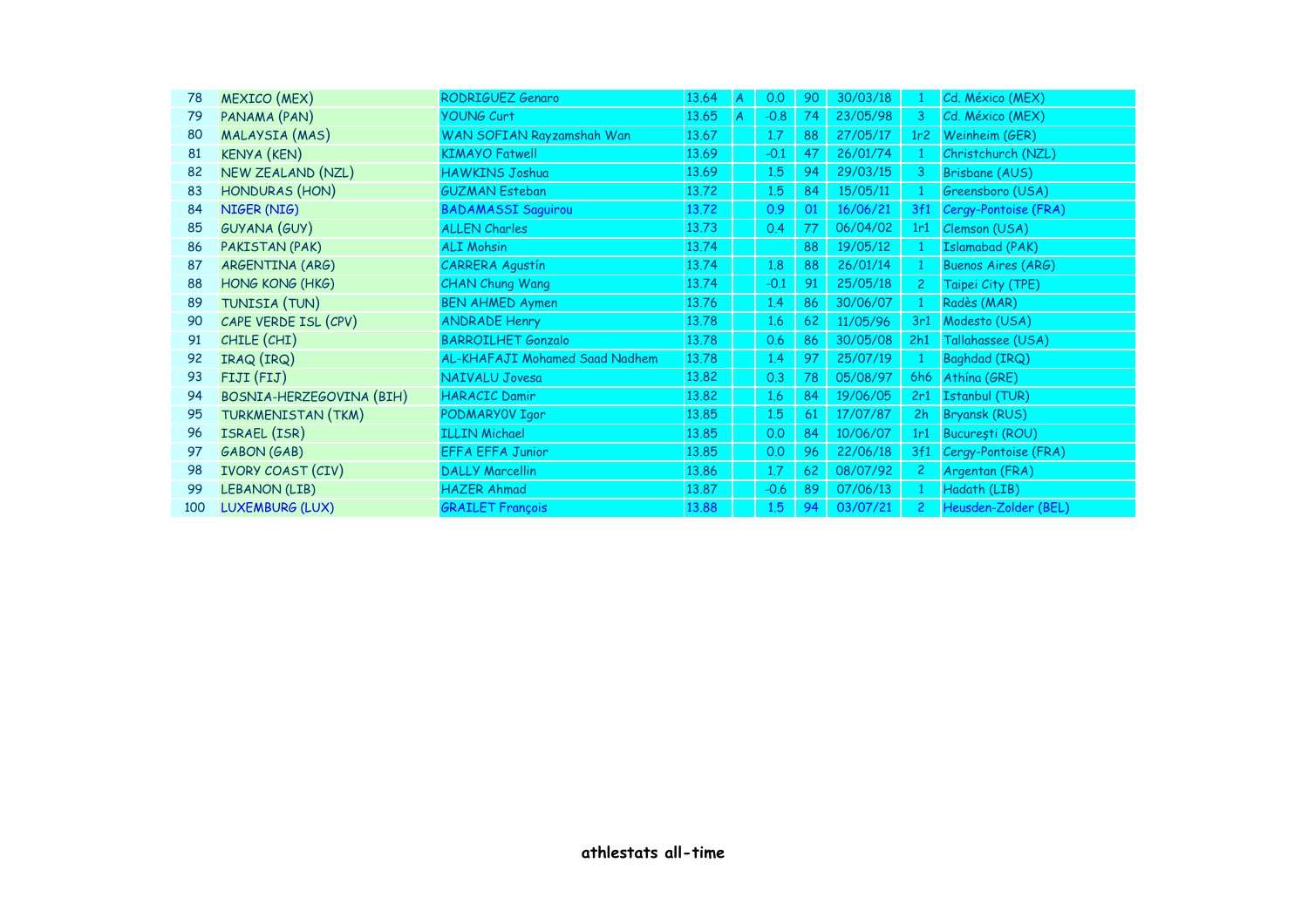| | | | | | | | | | |
|---|---|---|---|---|---|---|---|---|---|
| 78 | MEXICO (MEX) | RODRIGUEZ Genaro | 13.64 | A | 0.0 | 90 | 30/03/18 | 1 | Cd. México (MEX) |
| 79 | PANAMA (PAN) | YOUNG Curt | 13.65 | A | -0.8 | 74 | 23/05/98 | 3 | Cd. México (MEX) |
| 80 | MALAYSIA (MAS) | WAN SOFIAN Rayzamshah Wan | 13.67 | | 1.7 | 88 | 27/05/17 | 1r2 | Weinheim (GER) |
| 81 | KENYA (KEN) | KIMAYO Fatwell | 13.69 | | -0.1 | 47 | 26/01/74 | 1 | Christchurch (NZL) |
| 82 | NEW ZEALAND (NZL) | HAWKINS Joshua | 13.69 | | 1.5 | 94 | 29/03/15 | 3 | Brisbane (AUS) |
| 83 | HONDURAS (HON) | GUZMAN Esteban | 13.72 | | 1.5 | 84 | 15/05/11 | 1 | Greensboro (USA) |
| 84 | NIGER (NIG) | BADAMASSI Saguirou | 13.72 | | 0.9 | 01 | 16/06/21 | 3f1 | Cergy-Pontoise (FRA) |
| 85 | GUYANA (GUY) | ALLEN Charles | 13.73 | | 0.4 | 77 | 06/04/02 | 1r1 | Clemson (USA) |
| 86 | PAKISTAN (PAK) | ALI Mohsin | 13.74 | | | 88 | 19/05/12 | 1 | Islamabad (PAK) |
| 87 | ARGENTINA (ARG) | CARRERA Agustín | 13.74 | | 1.8 | 88 | 26/01/14 | 1 | Buenos Aires (ARG) |
| 88 | HONG KONG (HKG) | CHAN Chung Wang | 13.74 | | -0.1 | 91 | 25/05/18 | 2 | Taipei City (TPE) |
| 89 | TUNISIA (TUN) | BEN AHMED Aymen | 13.76 | | 1.4 | 86 | 30/06/07 | 1 | Radès (MAR) |
| 90 | CAPE VERDE ISL (CPV) | ANDRADE Henry | 13.78 | | 1.6 | 62 | 11/05/96 | 3r1 | Modesto (USA) |
| 91 | CHILE (CHI) | BARROILHET Gonzalo | 13.78 | | 0.6 | 86 | 30/05/08 | 2h1 | Tallahassee (USA) |
| 92 | IRAQ (IRQ) | AL-KHAFAJI Mohamed Saad Nadhem | 13.78 | | 1.4 | 97 | 25/07/19 | 1 | Baghdad (IRQ) |
| 93 | FIJI (FIJ) | NAIVALU Jovesa | 13.82 | | 0.3 | 78 | 05/08/97 | 6h6 | Athína (GRE) |
| 94 | BOSNIA-HERZEGOVINA (BIH) | HARACIC Damir | 13.82 | | 1.6 | 84 | 19/06/05 | 2r1 | Istanbul (TUR) |
| 95 | TURKMENISTAN (TKM) | PODMARYOV Igor | 13.85 | | 1.5 | 61 | 17/07/87 | 2h | Bryansk (RUS) |
| 96 | ISRAEL (ISR) | ILLIN Michael | 13.85 | | 0.0 | 84 | 10/06/07 | 1r1 | Bucureşti (ROU) |
| 97 | GABON (GAB) | EFFA EFFA Junior | 13.85 | | 0.0 | 96 | 22/06/18 | 3f1 | Cergy-Pontoise (FRA) |
| 98 | IVORY COAST (CIV) | DALLY Marcellin | 13.86 | | 1.7 | 62 | 08/07/92 | 2 | Argentan (FRA) |
| 99 | LEBANON (LIB) | HAZER Ahmad | 13.87 | | -0.6 | 89 | 07/06/13 | 1 | Hadath (LIB) |
| 100 | LUXEMBURG (LUX) | GRAILET François | 13.88 | | 1.5 | 94 | 03/07/21 | 2 | Heusden-Zolder (BEL) |

**athlestats all-time**